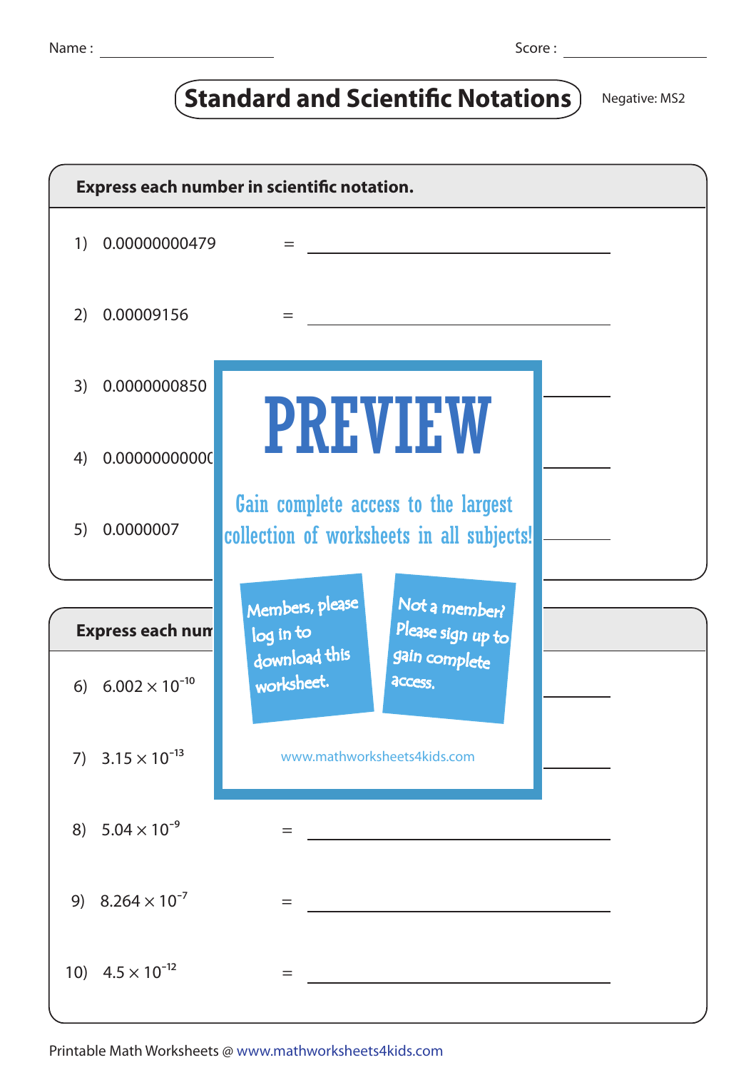Name : ____________ Score : ____________

# Standard and Scientific Notations

Negative: MS2

**Express each number in scientific notation.**

1) 0.00000000479 = ____________

2) 0.00009156 = ____________

3) 0.0000000850 ____________

4) 0.0000000000( ____________

5) 0.0000007 ____________

PREVIEW

Gain complete access to the largest collection of worksheets in all subjects!

Members, please log in to download this worksheet.

Not a member? Please sign up to gain complete access.

www.mathworksheets4kids.com

**Express each num**

6) $6.002 \times 10^{-10}$ ____________

7) $3.15 \times 10^{-13}$ ____________

8) $5.04 \times 10^{-9}$ = ____________

9) $8.264 \times 10^{-7}$ = ____________

10) $4.5 \times 10^{-12}$ = ____________

Printable Math Worksheets @ www.mathworksheets4kids.com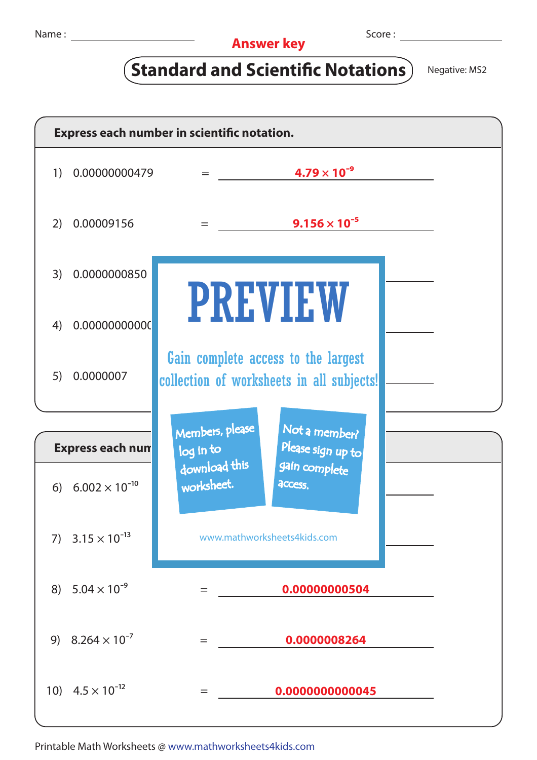Name : ________________ **Answer key** Score : ________________

# Standard and Scientific Notations

Negative: MS2

**Express each number in scientific notation.**

1) 0.00000000479 = **$4.79 \times 10^{-9}$**

2) 0.00009156 = **$9.156 \times 10^{-5}$**

3) 0.0000000850

4) 0.0000000000(

5) 0.0000007

PREVIEW

Gain complete access to the largest collection of worksheets in all subjects!

Members, please log in to download this worksheet.

Not a member? Please sign up to gain complete access.

www.mathworksheets4kids.com

**Express each num**

6) $6.002 \times 10^{-10}$

7) $3.15 \times 10^{-13}$

8) $5.04 \times 10^{-9}$ = **0.00000000504**

9) $8.264 \times 10^{-7}$ = **0.0000008264**

10) $4.5 \times 10^{-12}$ = **0.0000000000045**

Printable Math Worksheets @ www.mathworksheets4kids.com